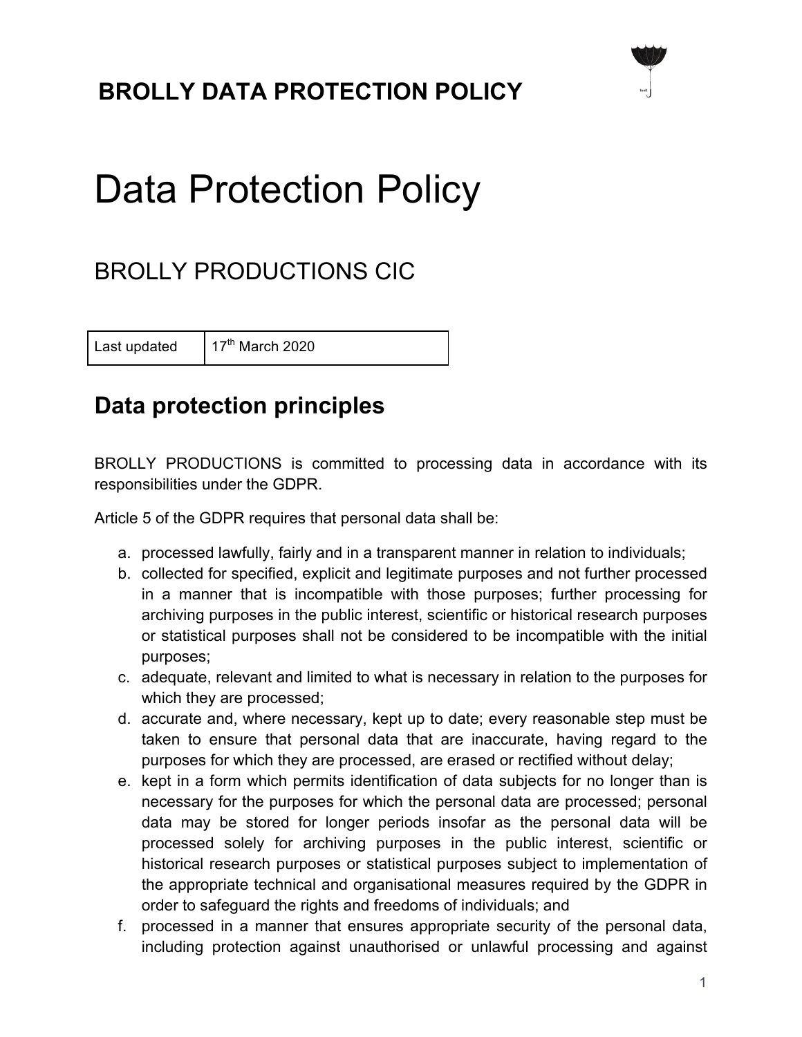# BROLLY DATA PROTECTION POLICY

# Data Protection Policy

## BROLLY PRODUCTIONS CIC

| Last updated | 17th March 2020 |
|---|---|

## Data protection principles

BROLLY PRODUCTIONS is committed to processing data in accordance with its responsibilities under the GDPR.

Article 5 of the GDPR requires that personal data shall be:

a. processed lawfully, fairly and in a transparent manner in relation to individuals;
b. collected for specified, explicit and legitimate purposes and not further processed in a manner that is incompatible with those purposes; further processing for archiving purposes in the public interest, scientific or historical research purposes or statistical purposes shall not be considered to be incompatible with the initial purposes;
c. adequate, relevant and limited to what is necessary in relation to the purposes for which they are processed;
d. accurate and, where necessary, kept up to date; every reasonable step must be taken to ensure that personal data that are inaccurate, having regard to the purposes for which they are processed, are erased or rectified without delay;
e. kept in a form which permits identification of data subjects for no longer than is necessary for the purposes for which the personal data are processed; personal data may be stored for longer periods insofar as the personal data will be processed solely for archiving purposes in the public interest, scientific or historical research purposes or statistical purposes subject to implementation of the appropriate technical and organisational measures required by the GDPR in order to safeguard the rights and freedoms of individuals; and
f. processed in a manner that ensures appropriate security of the personal data, including protection against unauthorised or unlawful processing and against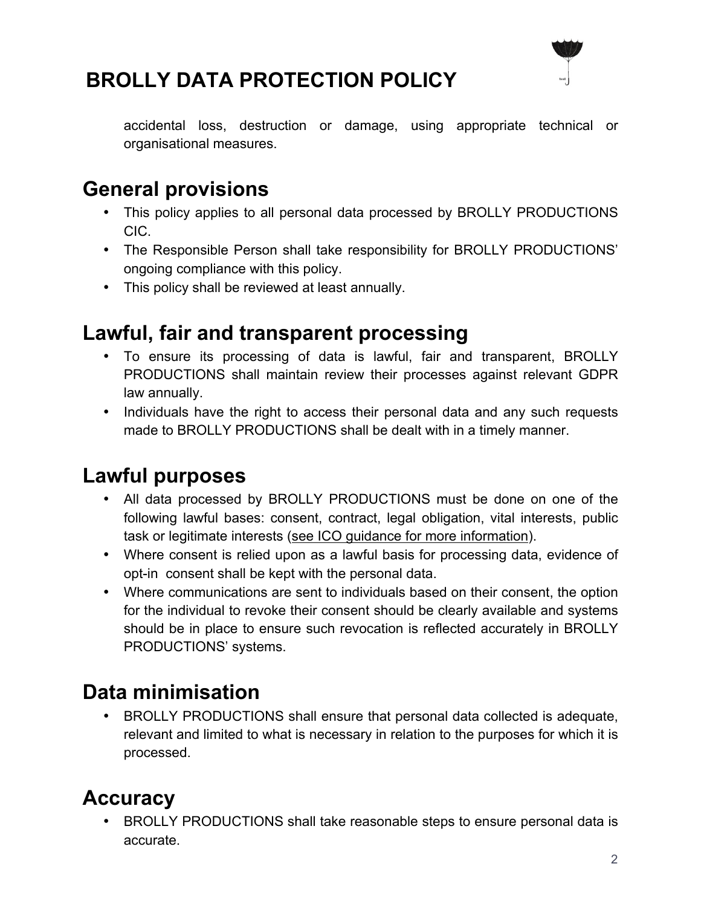accidental loss, destruction or damage, using appropriate technical or organisational measures.

## General provisions

- This policy applies to all personal data processed by BROLLY PRODUCTIONS CIC.
- The Responsible Person shall take responsibility for BROLLY PRODUCTIONS' ongoing compliance with this policy.
- This policy shall be reviewed at least annually.

## Lawful, fair and transparent processing

- To ensure its processing of data is lawful, fair and transparent, BROLLY PRODUCTIONS shall maintain review their processes against relevant GDPR law annually.
- Individuals have the right to access their personal data and any such requests made to BROLLY PRODUCTIONS shall be dealt with in a timely manner.

## Lawful purposes

- All data processed by BROLLY PRODUCTIONS must be done on one of the following lawful bases: consent, contract, legal obligation, vital interests, public task or legitimate interests (see ICO guidance for more information).
- Where consent is relied upon as a lawful basis for processing data, evidence of opt-in consent shall be kept with the personal data.
- Where communications are sent to individuals based on their consent, the option for the individual to revoke their consent should be clearly available and systems should be in place to ensure such revocation is reflected accurately in BROLLY PRODUCTIONS' systems.

## Data minimisation

- BROLLY PRODUCTIONS shall ensure that personal data collected is adequate, relevant and limited to what is necessary in relation to the purposes for which it is processed.

## Accuracy

- BROLLY PRODUCTIONS shall take reasonable steps to ensure personal data is accurate.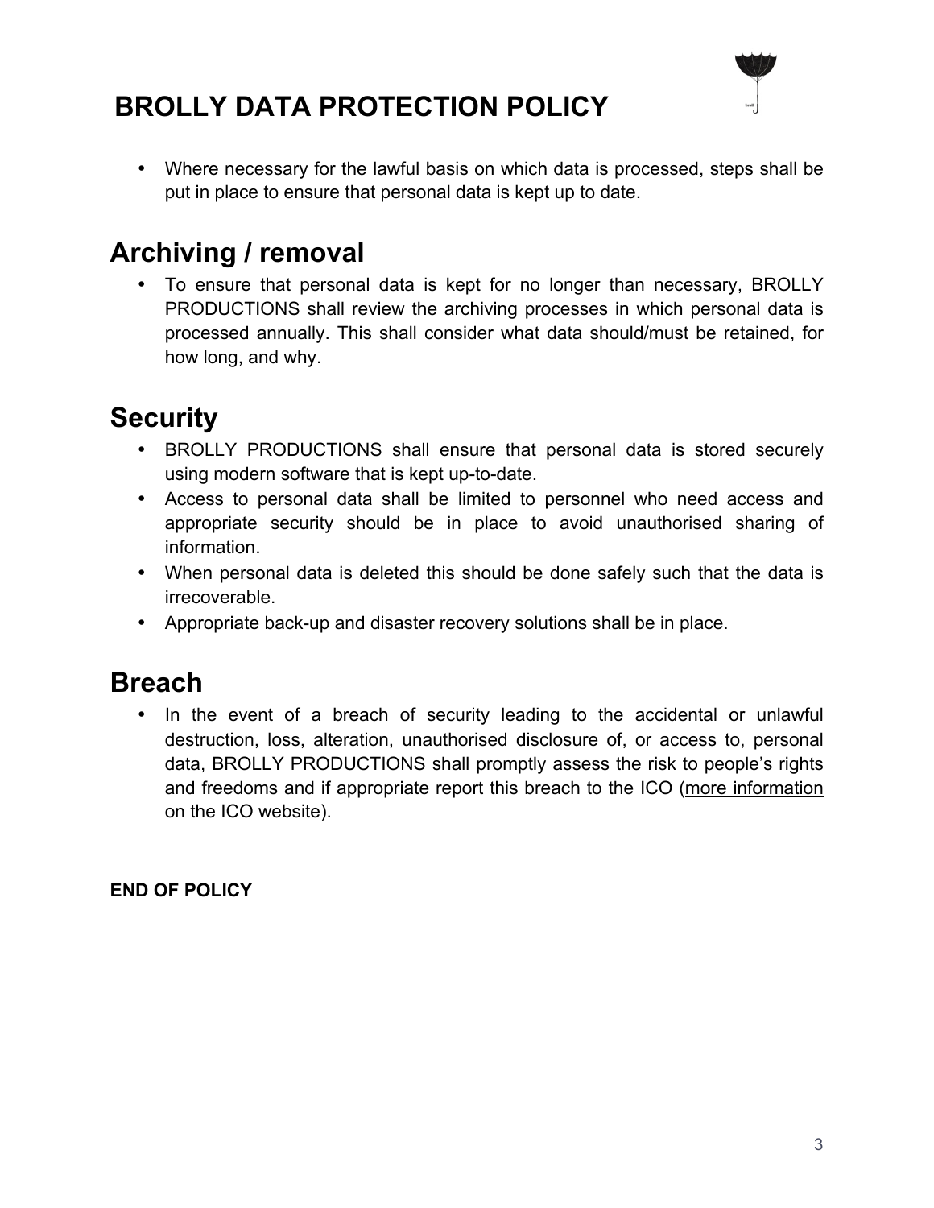- Where necessary for the lawful basis on which data is processed, steps shall be put in place to ensure that personal data is kept up to date.

## Archiving / removal

- To ensure that personal data is kept for no longer than necessary, BROLLY PRODUCTIONS shall review the archiving processes in which personal data is processed annually. This shall consider what data should/must be retained, for how long, and why.

## Security

- BROLLY PRODUCTIONS shall ensure that personal data is stored securely using modern software that is kept up-to-date.
- Access to personal data shall be limited to personnel who need access and appropriate security should be in place to avoid unauthorised sharing of information.
- When personal data is deleted this should be done safely such that the data is irrecoverable.
- Appropriate back-up and disaster recovery solutions shall be in place.

## Breach

- In the event of a breach of security leading to the accidental or unlawful destruction, loss, alteration, unauthorised disclosure of, or access to, personal data, BROLLY PRODUCTIONS shall promptly assess the risk to people's rights and freedoms and if appropriate report this breach to the ICO (more information on the ICO website).

**END OF POLICY**